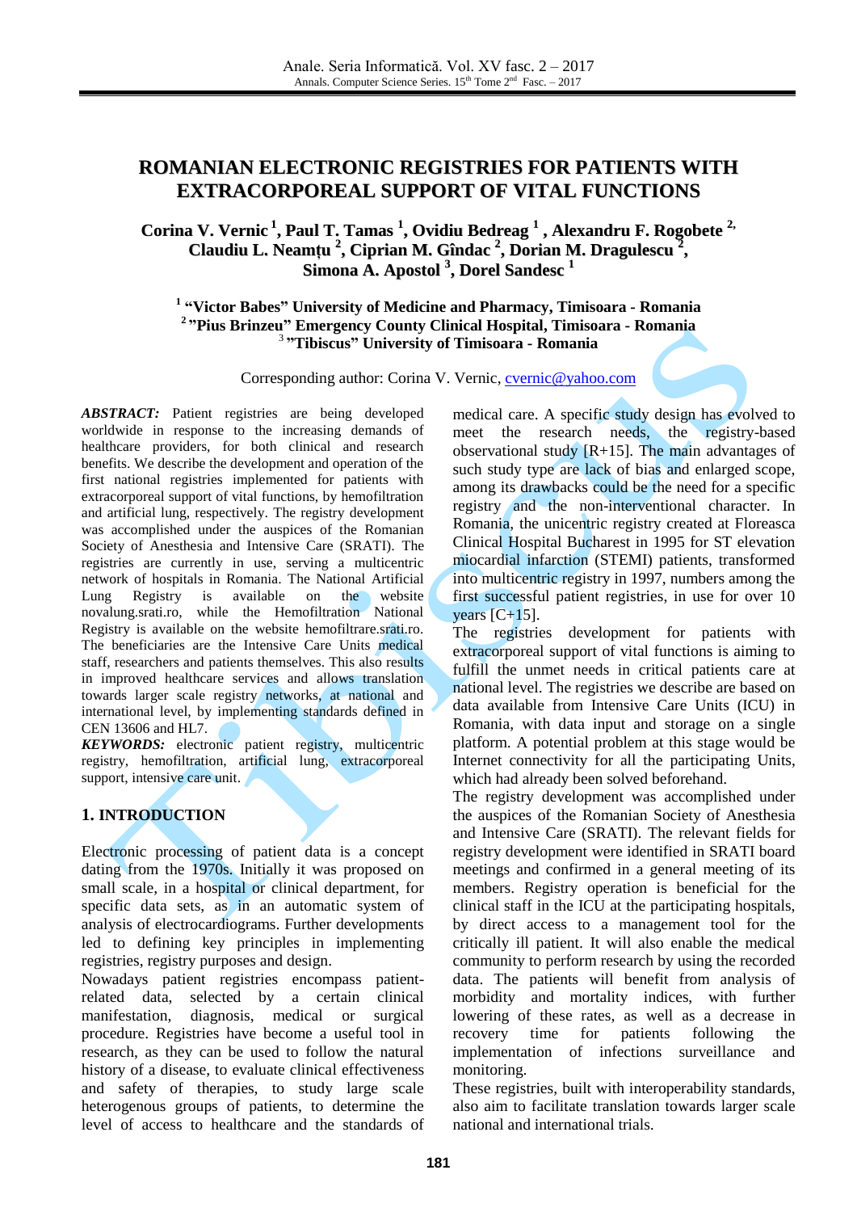# ROMANIAN ELECTRONIC REGISTRIES FOR PATIENTS WITH EXTRACORPOREAL SUPPORT OF VITAL FUNCTIONS

**Corina V. Vernic [1], Paul T. Tamas [1], Ovidiu Bedreag [1], Alexandru F. Rogobete [2], Claudiu L. Neamțu [2], Ciprian M. Gîndac [2], Dorian M. Dragulescu [2], Simona A. Apostol [3], Dorel Sandesc [1]**

**[1] "Victor Babes" University of Medicine and Pharmacy, Timisoara - Romania**
**[2] "Pius Brinzeu" Emergency County Clinical Hospital, Timisoara - Romania**
**[3] "Tibiscus" University of Timisoara - Romania**

Corresponding author: Corina V. Vernic, cvernic@yahoo.com

***ABSTRACT:*** Patient registries are being developed worldwide in response to the increasing demands of healthcare providers, for both clinical and research benefits. We describe the development and operation of the first national registries implemented for patients with extracorporeal support of vital functions, by hemofiltration and artificial lung, respectively. The registry development was accomplished under the auspices of the Romanian Society of Anesthesia and Intensive Care (SRATI). The registries are currently in use, serving a multicentric network of hospitals in Romania. The National Artificial Lung Registry is available on the website novalung.srati.ro, while the Hemofiltration National Registry is available on the website hemofiltrare.srati.ro. The beneficiaries are the Intensive Care Units medical staff, researchers and patients themselves. This also results in improved healthcare services and allows translation towards larger scale registry networks, at national and international level, by implementing standards defined in CEN 13606 and HL7.

***KEYWORDS:*** electronic patient registry, multicentric registry, hemofiltration, artificial lung, extracorporeal support, intensive care unit.

## 1. INTRODUCTION

Electronic processing of patient data is a concept dating from the 1970s. Initially it was proposed on small scale, in a hospital or clinical department, for specific data sets, as in an automatic system of analysis of electrocardiograms. Further developments led to defining key principles in implementing registries, registry purposes and design.

Nowadays patient registries encompass patient-related data, selected by a certain clinical manifestation, diagnosis, medical or surgical procedure. Registries have become a useful tool in research, as they can be used to follow the natural history of a disease, to evaluate clinical effectiveness and safety of therapies, to study large scale heterogenous groups of patients, to determine the level of access to healthcare and the standards of medical care. A specific study design has evolved to meet the research needs, the registry-based observational study [R+15]. The main advantages of such study type are lack of bias and enlarged scope, among its drawbacks could be the need for a specific registry and the non-interventional character. In Romania, the unicentric registry created at Floreasca Clinical Hospital Bucharest in 1995 for ST elevation miocardial infarction (STEMI) patients, transformed into multicentric registry in 1997, numbers among the first successful patient registries, in use for over 10 years [C+15].

The registries development for patients with extracorporeal support of vital functions is aiming to fulfill the unmet needs in critical patients care at national level. The registries we describe are based on data available from Intensive Care Units (ICU) in Romania, with data input and storage on a single platform. A potential problem at this stage would be Internet connectivity for all the participating Units, which had already been solved beforehand.

The registry development was accomplished under the auspices of the Romanian Society of Anesthesia and Intensive Care (SRATI). The relevant fields for registry development were identified in SRATI board meetings and confirmed in a general meeting of its members. Registry operation is beneficial for the clinical staff in the ICU at the participating hospitals, by direct access to a management tool for the critically ill patient. It will also enable the medical community to perform research by using the recorded data. The patients will benefit from analysis of morbidity and mortality indices, with further lowering of these rates, as well as a decrease in recovery time for patients following the implementation of infections surveillance and monitoring.

These registries, built with interoperability standards, also aim to facilitate translation towards larger scale national and international trials.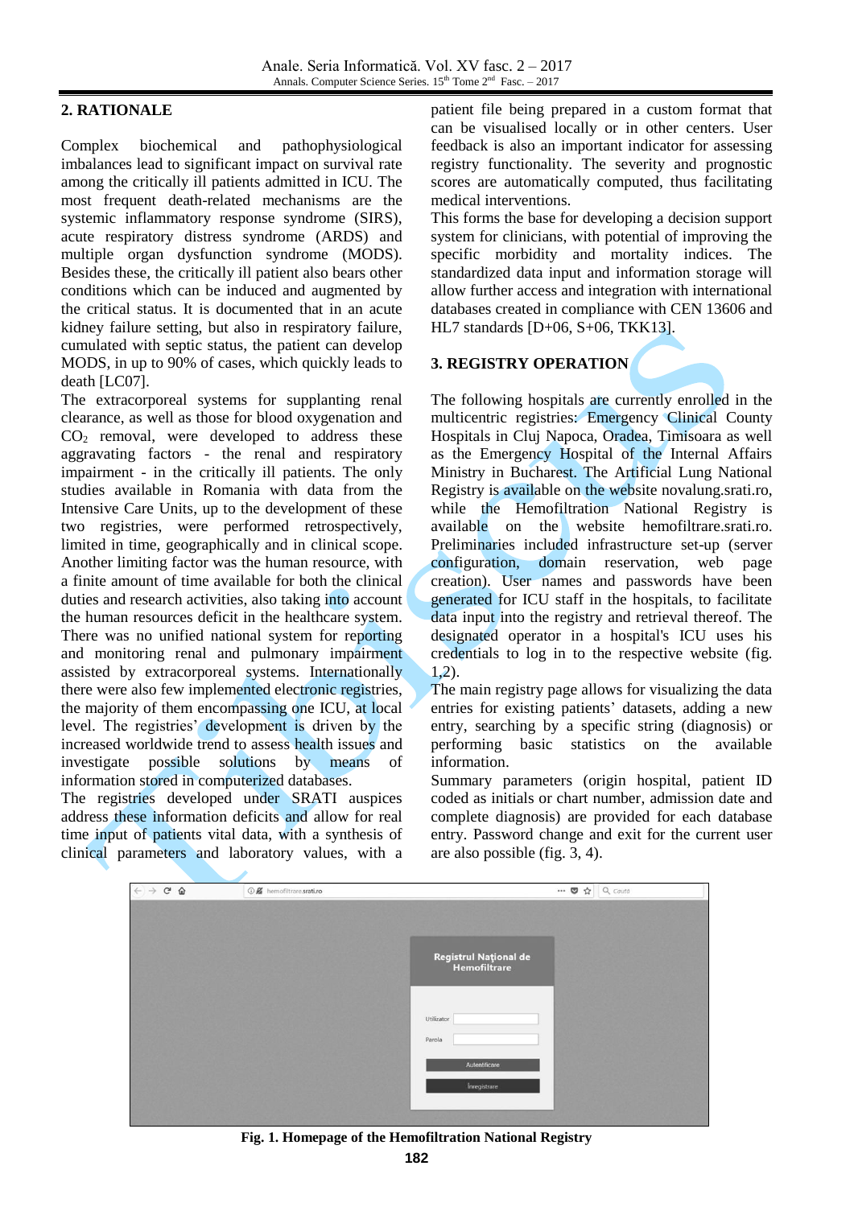## 2. RATIONALE

Complex biochemical and pathophysiological imbalances lead to significant impact on survival rate among the critically ill patients admitted in ICU. The most frequent death-related mechanisms are the systemic inflammatory response syndrome (SIRS), acute respiratory distress syndrome (ARDS) and multiple organ dysfunction syndrome (MODS). Besides these, the critically ill patient also bears other conditions which can be induced and augmented by the critical status. It is documented that in an acute kidney failure setting, but also in respiratory failure, cumulated with septic status, the patient can develop MODS, in up to 90% of cases, which quickly leads to death [LC07].

The extracorporeal systems for supplanting renal clearance, as well as those for blood oxygenation and $CO_2$ removal, were developed to address these aggravating factors - the renal and respiratory impairment - in the critically ill patients. The only studies available in Romania with data from the Intensive Care Units, up to the development of these two registries, were performed retrospectively, limited in time, geographically and in clinical scope. Another limiting factor was the human resource, with a finite amount of time available for both the clinical duties and research activities, also taking into account the human resources deficit in the healthcare system. There was no unified national system for reporting and monitoring renal and pulmonary impairment assisted by extracorporeal systems. Internationally there were also few implemented electronic registries, the majority of them encompassing one ICU, at local level. The registries' development is driven by the increased worldwide trend to assess health issues and investigate possible solutions by means of information stored in computerized databases.

The registries developed under SRATI auspices address these information deficits and allow for real time input of patients vital data, with a synthesis of clinical parameters and laboratory values, with a patient file being prepared in a custom format that can be visualised locally or in other centers. User feedback is also an important indicator for assessing registry functionality. The severity and prognostic scores are automatically computed, thus facilitating medical interventions.

This forms the base for developing a decision support system for clinicians, with potential of improving the specific morbidity and mortality indices. The standardized data input and information storage will allow further access and integration with international databases created in compliance with CEN 13606 and HL7 standards [D+06, S+06, TKK13].

## 3. REGISTRY OPERATION

The following hospitals are currently enrolled in the multicentric registries: Emergency Clinical County Hospitals in Cluj Napoca, Oradea, Timisoara as well as the Emergency Hospital of the Internal Affairs Ministry in Bucharest. The Artificial Lung National Registry is available on the website novalung.srati.ro, while the Hemofiltration National Registry is available on the website hemofiltrare.srati.ro. Preliminaries included infrastructure set-up (server configuration, domain reservation, web page creation). User names and passwords have been generated for ICU staff in the hospitals, to facilitate data input into the registry and retrieval thereof. The designated operator in a hospital's ICU uses his credentials to log in to the respective website (fig. 1,2).

The main registry page allows for visualizing the data entries for existing patients' datasets, adding a new entry, searching by a specific string (diagnosis) or performing basic statistics on the available information.

Summary parameters (origin hospital, patient ID coded as initials or chart number, admission date and complete diagnosis) are provided for each database entry. Password change and exit for the current user are also possible (fig. 3, 4).

**Fig. 1. Homepage of the Hemofiltration National Registry**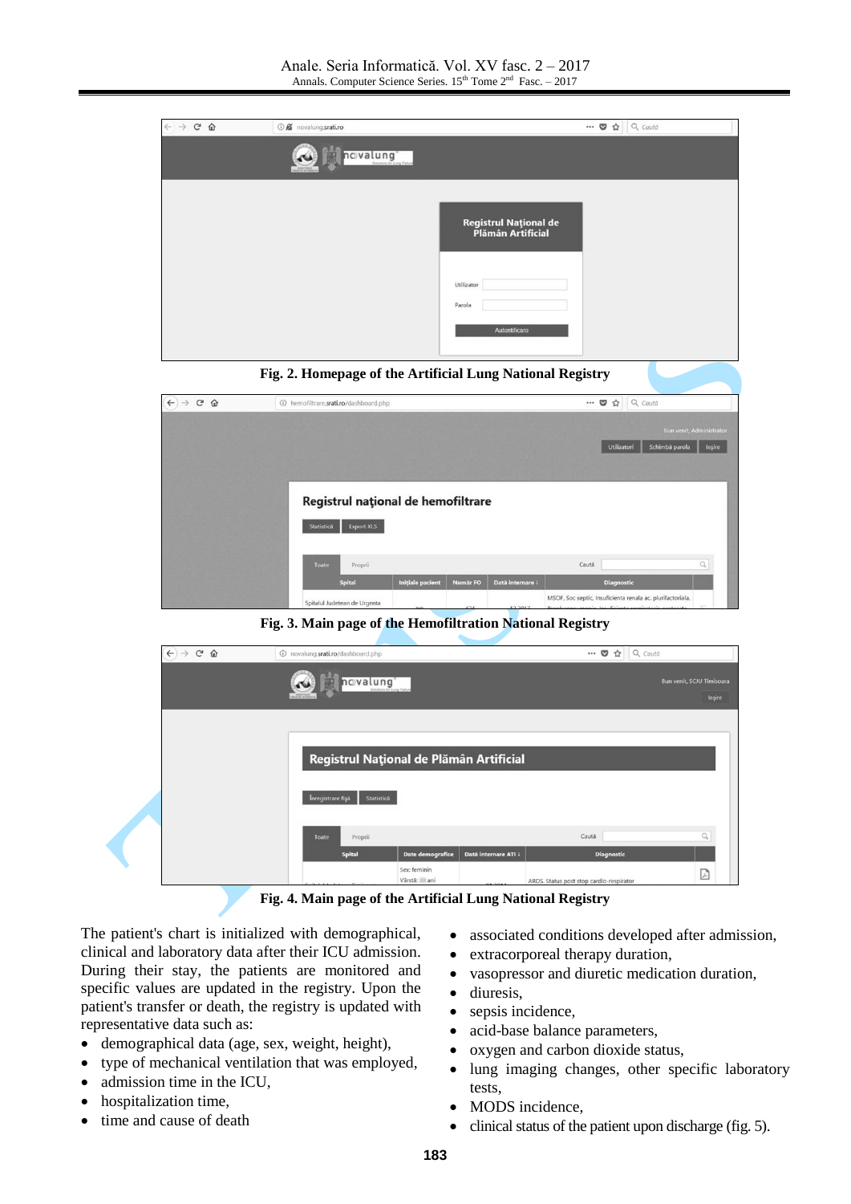Fig. 2. Homepage of the Artificial Lung National Registry

Fig. 3. Main page of the Hemofiltration National Registry

Fig. 4. Main page of the Artificial Lung National Registry

The patient's chart is initialized with demographical, clinical and laboratory data after their ICU admission. During their stay, the patients are monitored and specific values are updated in the registry. Upon the patient's transfer or death, the registry is updated with representative data such as:

- demographical data (age, sex, weight, height),
- type of mechanical ventilation that was employed,
- admission time in the ICU,
- hospitalization time,
- time and cause of death
- associated conditions developed after admission,
- extracorporeal therapy duration,
- vasopressor and diuretic medication duration,
- diuresis,
- sepsis incidence,
- acid-base balance parameters,
- oxygen and carbon dioxide status,
- lung imaging changes, other specific laboratory tests,
- MODS incidence,
- clinical status of the patient upon discharge (fig. 5).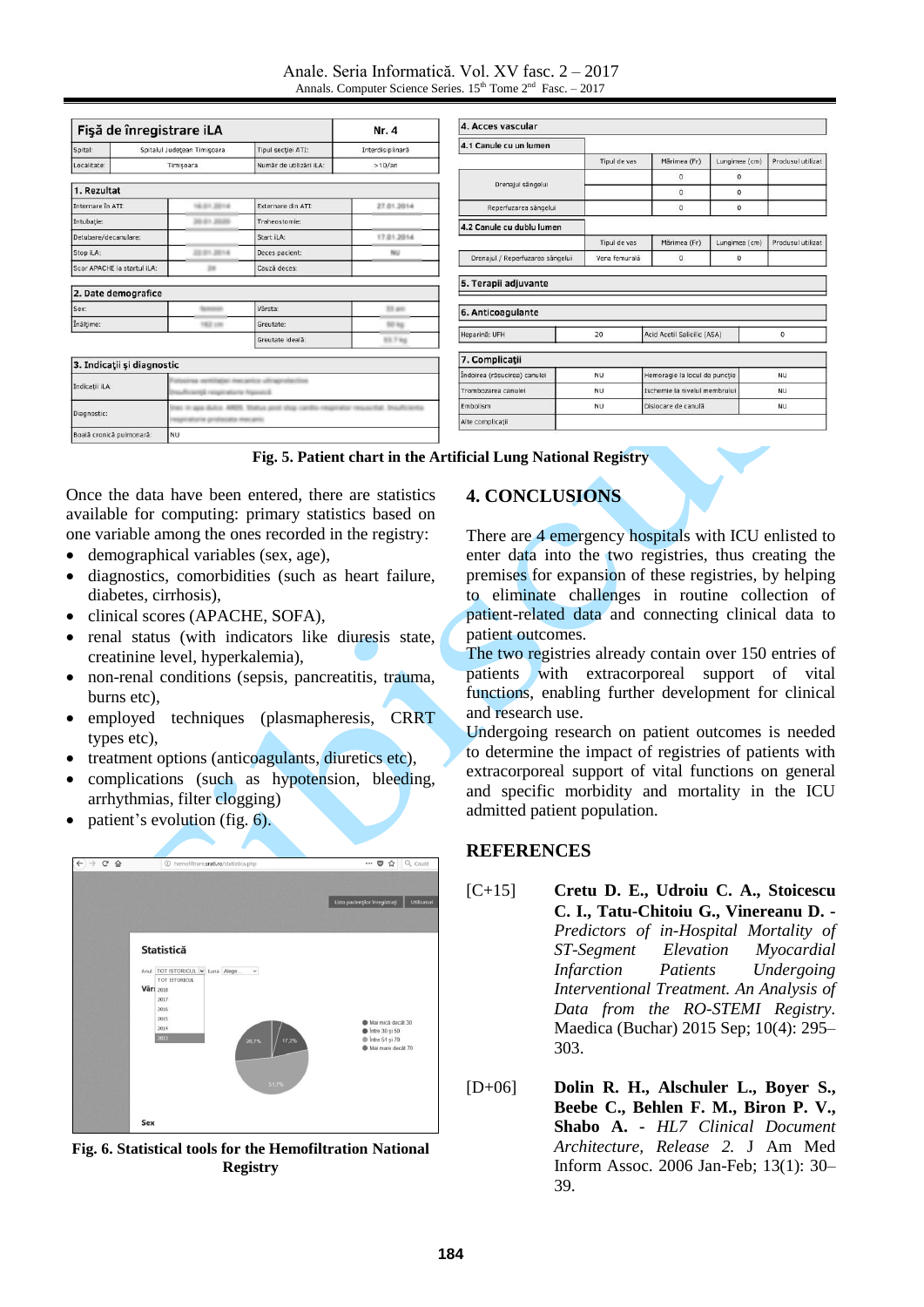Fig. 5. Patient chart in the Artificial Lung National Registry

Once the data have been entered, there are statistics available for computing: primary statistics based on one variable among the ones recorded in the registry:

- demographical variables (sex, age),
- diagnostics, comorbidities (such as heart failure, diabetes, cirrhosis),
- clinical scores (APACHE, SOFA),
- renal status (with indicators like diuresis state, creatinine level, hyperkalemia),
- non-renal conditions (sepsis, pancreatitis, trauma, burns etc),
- employed techniques (plasmapheresis, CRRT types etc),
- treatment options (anticoagulants, diuretics etc),
- complications (such as hypotension, bleeding, arrhythmias, filter clogging)
- patient's evolution (fig. 6).

Fig. 6. Statistical tools for the Hemofiltration National Registry

## 4. CONCLUSIONS

There are 4 emergency hospitals with ICU enlisted to enter data into the two registries, thus creating the premises for expansion of these registries, by helping to eliminate challenges in routine collection of patient-related data and connecting clinical data to patient outcomes.

The two registries already contain over 150 entries of patients with extracorporeal support of vital functions, enabling further development for clinical and research use.

Undergoing research on patient outcomes is needed to determine the impact of registries of patients with extracorporeal support of vital functions on general and specific morbidity and mortality in the ICU admitted patient population.

## REFERENCES

[C+15] **Cretu D. E., Udroiu C. A., Stoicescu C. I., Tatu-Chitoiu G., Vinereanu D.** - *Predictors of in-Hospital Mortality of ST-Segment Elevation Myocardial Infarction Patients Undergoing Interventional Treatment. An Analysis of Data from the RO-STEMI Registry.* Maedica (Buchar) 2015 Sep; 10(4): 295–303.

[D+06] **Dolin R. H., Alschuler L., Boyer S., Beebe C., Behlen F. M., Biron P. V., Shabo A.** - *HL7 Clinical Document Architecture, Release 2.* J Am Med Inform Assoc. 2006 Jan-Feb; 13(1): 30–39.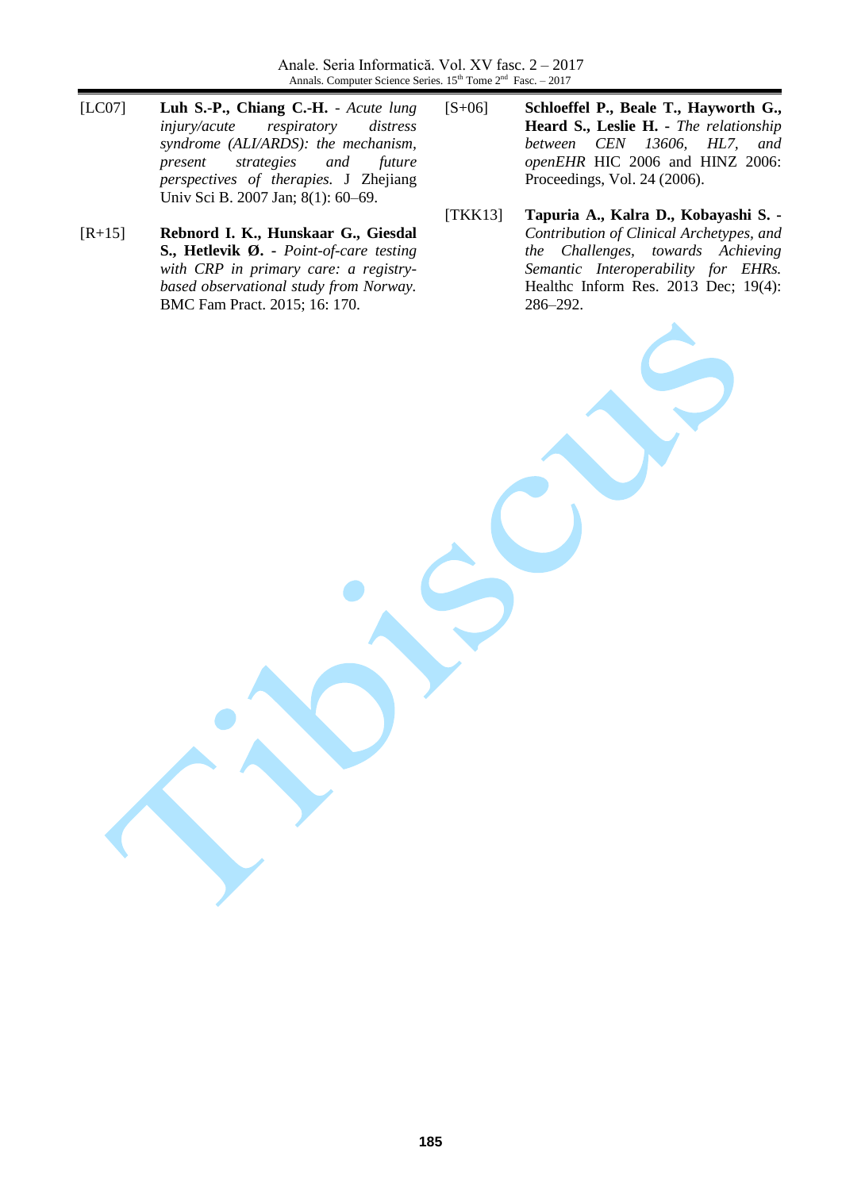[LC07] **Luh S.-P., Chiang C.-H.** - *Acute lung injury/acute respiratory distress syndrome (ALI/ARDS): the mechanism, present strategies and future perspectives of therapies.* J Zhejiang Univ Sci B. 2007 Jan; 8(1): 60–69.

[R+15] **Rebnord I. K., Hunskaar G., Giesdal S., Hetlevik Ø.** - *Point-of-care testing with CRP in primary care: a registry-based observational study from Norway.* BMC Fam Pract. 2015; 16: 170.

[S+06] **Schloeffel P., Beale T., Hayworth G., Heard S., Leslie H.** - *The relationship between CEN 13606, HL7, and openEHR* HIC 2006 and HINZ 2006: Proceedings, Vol. 24 (2006).

[TKK13] **Tapuria A., Kalra D., Kobayashi S.** - *Contribution of Clinical Archetypes, and the Challenges, towards Achieving Semantic Interoperability for EHRs.* Healthc Inform Res. 2013 Dec; 19(4): 286–292.